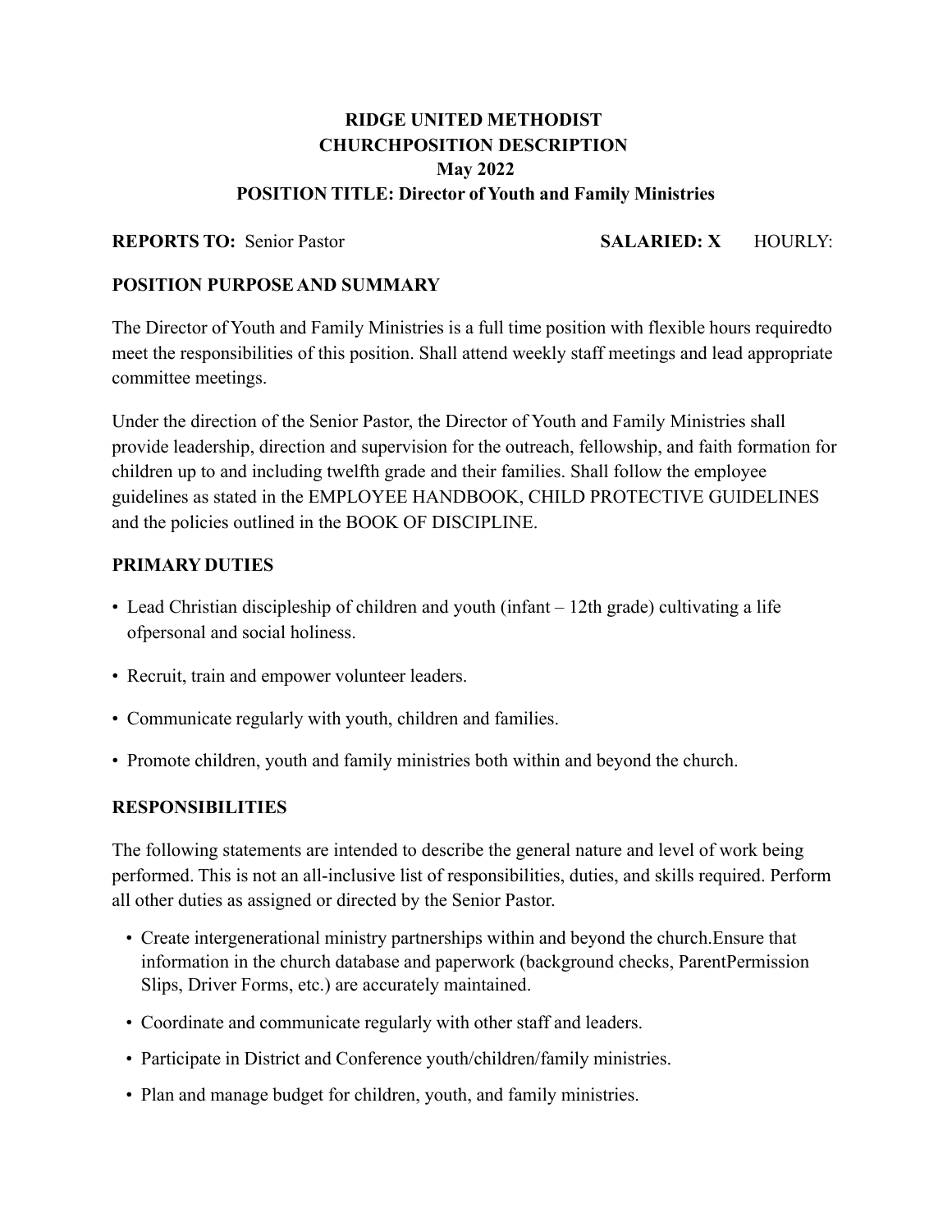**RIDGE UNITED METHODIST CHURCHPOSITION DESCRIPTION**

**May 2022**

**POSITION TITLE: Director of Youth and Family Ministries**

**REPORTS TO:** Senior Pastor **SALARIED: X** HOURLY:

## POSITION PURPOSE AND SUMMARY

The Director of Youth and Family Ministries is a full time position with flexible hours requiredto meet the responsibilities of this position. Shall attend weekly staff meetings and lead appropriate committee meetings.

Under the direction of the Senior Pastor, the Director of Youth and Family Ministries shall provide leadership, direction and supervision for the outreach, fellowship, and faith formation for children up to and including twelfth grade and their families. Shall follow the employee guidelines as stated in the EMPLOYEE HANDBOOK, CHILD PROTECTIVE GUIDELINES and the policies outlined in the BOOK OF DISCIPLINE.

## PRIMARY DUTIES

- Lead Christian discipleship of children and youth (infant – 12th grade) cultivating a life ofpersonal and social holiness.
- Recruit, train and empower volunteer leaders.
- Communicate regularly with youth, children and families.
- Promote children, youth and family ministries both within and beyond the church.

## RESPONSIBILITIES

The following statements are intended to describe the general nature and level of work being performed. This is not an all-inclusive list of responsibilities, duties, and skills required. Perform all other duties as assigned or directed by the Senior Pastor.

- Create intergenerational ministry partnerships within and beyond the church.Ensure that information in the church database and paperwork (background checks, ParentPermission Slips, Driver Forms, etc.) are accurately maintained.
- Coordinate and communicate regularly with other staff and leaders.
- Participate in District and Conference youth/children/family ministries.
- Plan and manage budget for children, youth, and family ministries.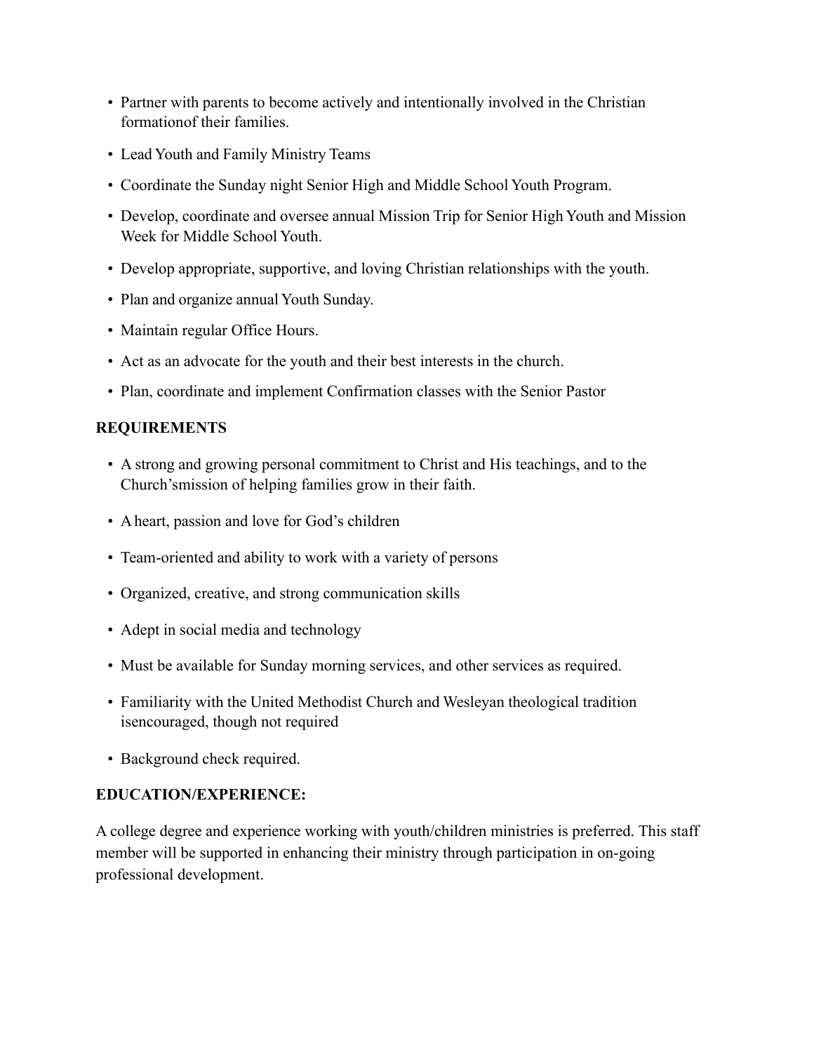- Partner with parents to become actively and intentionally involved in the Christian formationof their families.
- Lead Youth and Family Ministry Teams
- Coordinate the Sunday night Senior High and Middle School Youth Program.
- Develop, coordinate and oversee annual Mission Trip for Senior High Youth and Mission Week for Middle School Youth.
- Develop appropriate, supportive, and loving Christian relationships with the youth.
- Plan and organize annual Youth Sunday.
- Maintain regular Office Hours.
- Act as an advocate for the youth and their best interests in the church.
- Plan, coordinate and implement Confirmation classes with the Senior Pastor

**REQUIREMENTS**

- A strong and growing personal commitment to Christ and His teachings, and to the Church'smission of helping families grow in their faith.
- A heart, passion and love for God's children
- Team-oriented and ability to work with a variety of persons
- Organized, creative, and strong communication skills
- Adept in social media and technology
- Must be available for Sunday morning services, and other services as required.
- Familiarity with the United Methodist Church and Wesleyan theological tradition isencouraged, though not required
- Background check required.

**EDUCATION/EXPERIENCE:**

A college degree and experience working with youth/children ministries is preferred. This staff member will be supported in enhancing their ministry through participation in on-going professional development.